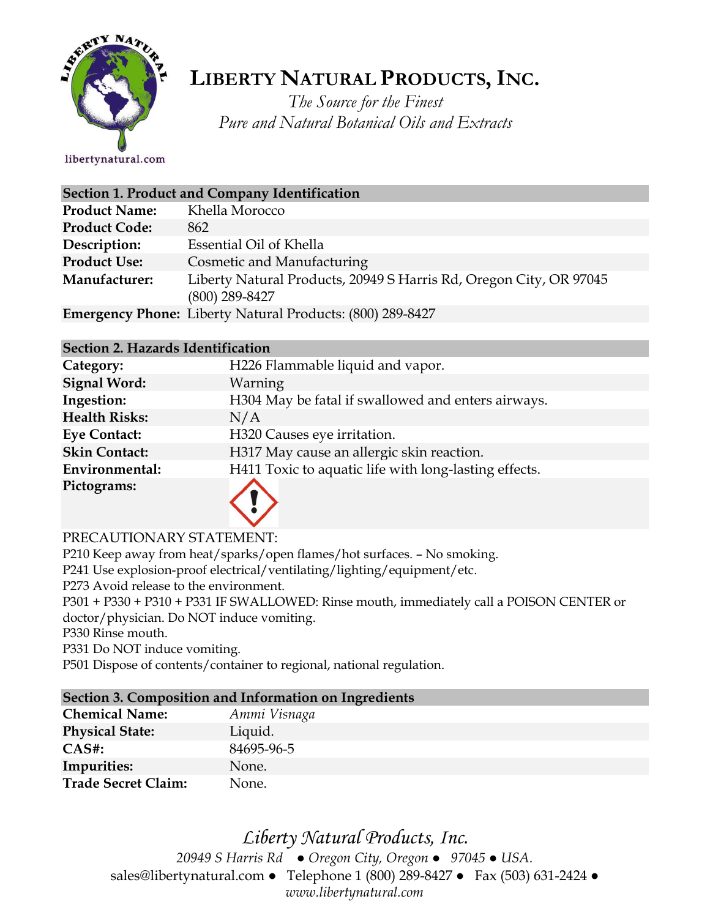# LIBERTY NATURAL PRODUCTS, INC.

*The Source for the Finest*
*Pure and Natural Botanical Oils and Extracts*

libertynatural.com

| Section 1. Product and Company Identification | |
|---|---|
| **Product Name:** | Khella Morocco |
| **Product Code:** | 862 |
| **Description:** | Essential Oil of Khella |
| **Product Use:** | Cosmetic and Manufacturing |
| **Manufacturer:** | Liberty Natural Products, 20949 S Harris Rd, Oregon City, OR 97045 (800) 289-8427 |
| **Emergency Phone:** | Liberty Natural Products: (800) 289-8427 |

| Section 2. Hazards Identification | |
|---|---|
| **Category:** | H226 Flammable liquid and vapor. |
| **Signal Word:** | Warning |
| **Ingestion:** | H304 May be fatal if swallowed and enters airways. |
| **Health Risks:** | N/A |
| **Eye Contact:** | H320 Causes eye irritation. |
| **Skin Contact:** | H317 May cause an allergic skin reaction. |
| **Environmental:** | H411 Toxic to aquatic life with long-lasting effects. |
| **Pictograms:** | |

PRECAUTIONARY STATEMENT:

P210 Keep away from heat/sparks/open flames/hot surfaces. – No smoking.

P241 Use explosion-proof electrical/ventilating/lighting/equipment/etc.

P273 Avoid release to the environment.

P301 + P330 + P310 + P331 IF SWALLOWED: Rinse mouth, immediately call a POISON CENTER or doctor/physician. Do NOT induce vomiting.

P330 Rinse mouth.

P331 Do NOT induce vomiting.

P501 Dispose of contents/container to regional, national regulation.

| Section 3. Composition and Information on Ingredients | |
|---|---|
| **Chemical Name:** | *Ammi Visnaga* |
| **Physical State:** | Liquid. |
| **CAS#:** | 84695-96-5 |
| **Impurities:** | None. |
| **Trade Secret Claim:** | None. |

*Liberty Natural Products, Inc.*

*20949 S Harris Rd ● Oregon City, Oregon ● 97045 ● USA.*

sales@libertynatural.com ● Telephone 1 (800) 289-8427 ● Fax (503) 631-2424 ●

*www.libertynatural.com*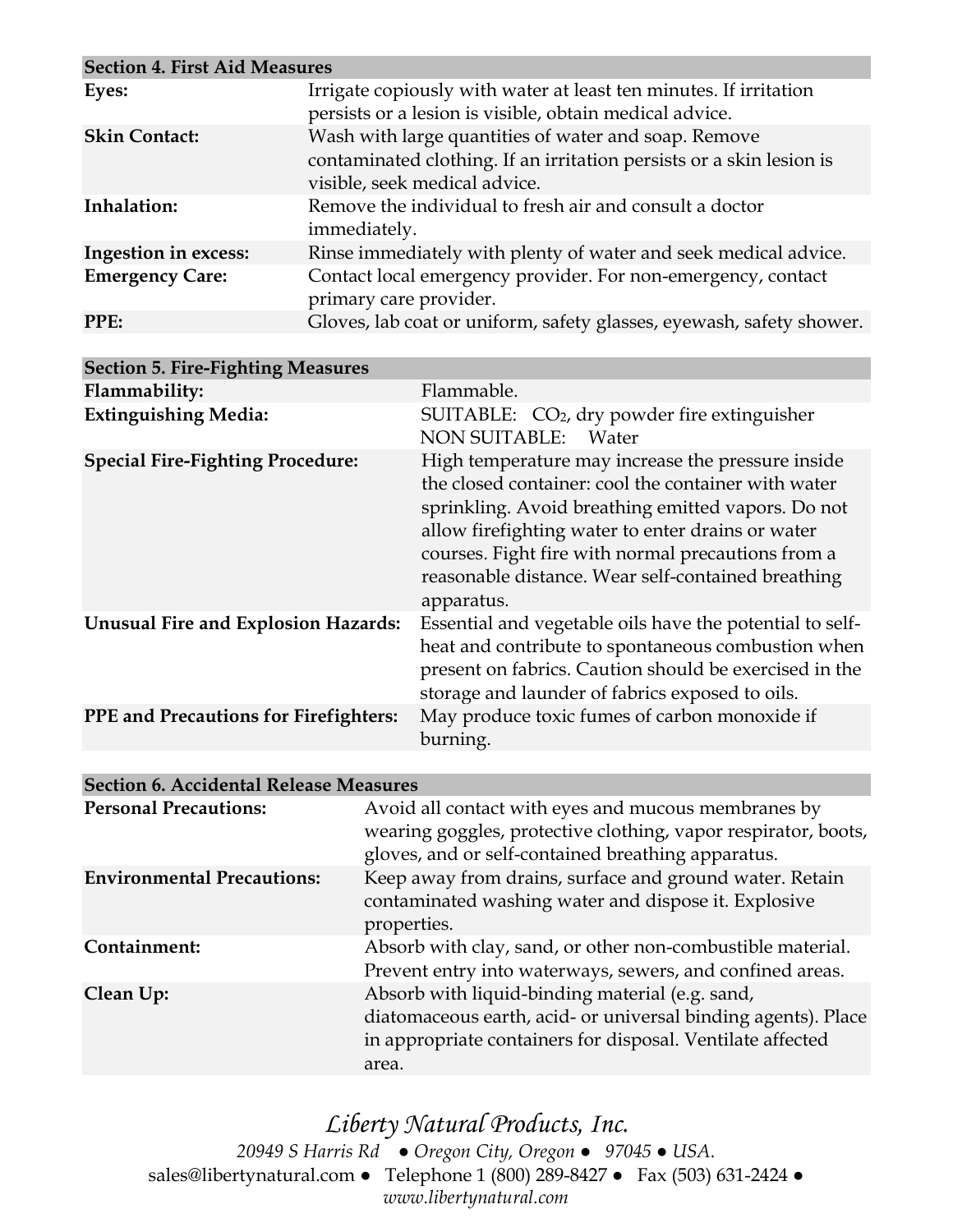## Section 4. First Aid Measures

| | |
|---|---|
| **Eyes:** | Irrigate copiously with water at least ten minutes. If irritation persists or a lesion is visible, obtain medical advice. |
| **Skin Contact:** | Wash with large quantities of water and soap. Remove contaminated clothing. If an irritation persists or a skin lesion is visible, seek medical advice. |
| **Inhalation:** | Remove the individual to fresh air and consult a doctor immediately. |
| **Ingestion in excess:** | Rinse immediately with plenty of water and seek medical advice. |
| **Emergency Care:** | Contact local emergency provider. For non-emergency, contact primary care provider. |
| **PPE:** | Gloves, lab coat or uniform, safety glasses, eyewash, safety shower. |

## Section 5. Fire-Fighting Measures

| | |
|---|---|
| **Flammability:** | Flammable. |
| **Extinguishing Media:** | SUITABLE: $CO_2$, dry powder fire extinguisher<br>NON SUITABLE: Water |
| **Special Fire-Fighting Procedure:** | High temperature may increase the pressure inside the closed container: cool the container with water sprinkling. Avoid breathing emitted vapors. Do not allow firefighting water to enter drains or water courses. Fight fire with normal precautions from a reasonable distance. Wear self-contained breathing apparatus. |
| **Unusual Fire and Explosion Hazards:** | Essential and vegetable oils have the potential to self-heat and contribute to spontaneous combustion when present on fabrics. Caution should be exercised in the storage and launder of fabrics exposed to oils. |
| **PPE and Precautions for Firefighters:** | May produce toxic fumes of carbon monoxide if burning. |

## Section 6. Accidental Release Measures

| | |
|---|---|
| **Personal Precautions:** | Avoid all contact with eyes and mucous membranes by wearing goggles, protective clothing, vapor respirator, boots, gloves, and or self-contained breathing apparatus. |
| **Environmental Precautions:** | Keep away from drains, surface and ground water. Retain contaminated washing water and dispose it. Explosive properties. |
| **Containment:** | Absorb with clay, sand, or other non-combustible material. Prevent entry into waterways, sewers, and confined areas. |
| **Clean Up:** | Absorb with liquid-binding material (e.g. sand, diatomaceous earth, acid- or universal binding agents). Place in appropriate containers for disposal. Ventilate affected area. |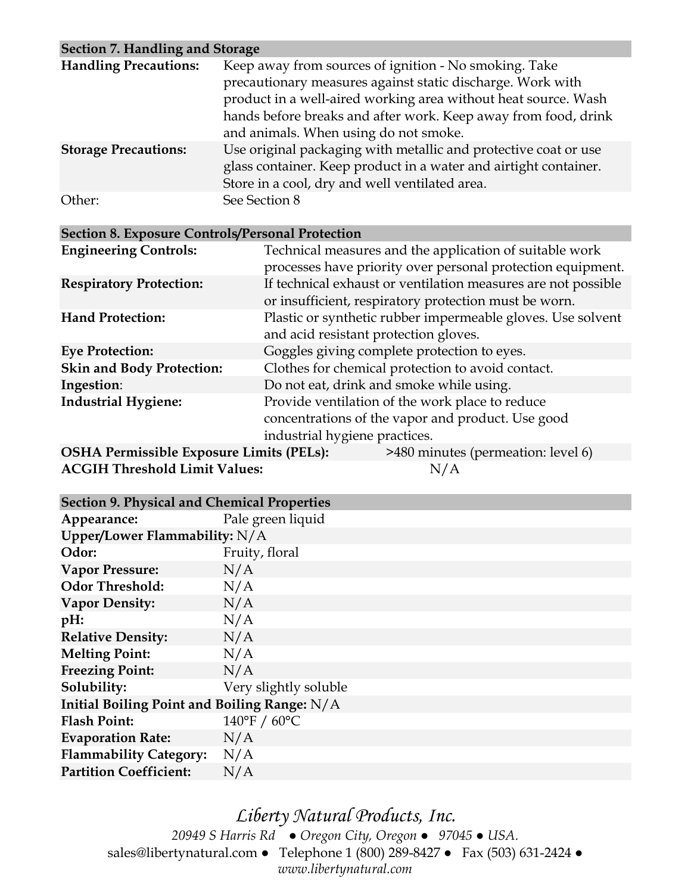## Section 7. Handling and Storage

| | |
|---|---|
| **Handling Precautions:** | Keep away from sources of ignition - No smoking. Take precautionary measures against static discharge. Work with product in a well-aired working area without heat source. Wash hands before breaks and after work. Keep away from food, drink and animals. When using do not smoke. |
| **Storage Precautions:** | Use original packaging with metallic and protective coat or use glass container. Keep product in a water and airtight container. Store in a cool, dry and well ventilated area. |
| Other: | See Section 8 |

## Section 8. Exposure Controls/Personal Protection

| | |
|---|---|
| **Engineering Controls:** | Technical measures and the application of suitable work processes have priority over personal protection equipment. |
| **Respiratory Protection:** | If technical exhaust or ventilation measures are not possible or insufficient, respiratory protection must be worn. |
| **Hand Protection:** | Plastic or synthetic rubber impermeable gloves. Use solvent and acid resistant protection gloves. |
| **Eye Protection:** | Goggles giving complete protection to eyes. |
| **Skin and Body Protection:** | Clothes for chemical protection to avoid contact. |
| **Ingestion**: | Do not eat, drink and smoke while using. |
| **Industrial Hygiene:** | Provide ventilation of the work place to reduce concentrations of the vapor and product. Use good industrial hygiene practices. |
| **OSHA Permissible Exposure Limits (PELs):** | >480 minutes (permeation: level 6) |
| **ACGIH Threshold Limit Values:** | N/A |

## Section 9. Physical and Chemical Properties

| | |
|---|---|
| **Appearance:** | Pale green liquid |
| **Upper/Lower Flammability:** | N/A |
| **Odor:** | Fruity, floral |
| **Vapor Pressure:** | N/A |
| **Odor Threshold:** | N/A |
| **Vapor Density:** | N/A |
| **pH:** | N/A |
| **Relative Density:** | N/A |
| **Melting Point:** | N/A |
| **Freezing Point:** | N/A |
| **Solubility:** | Very slightly soluble |
| **Initial Boiling Point and Boiling Range:** | N/A |
| **Flash Point:** | 140°F / 60°C |
| **Evaporation Rate:** | N/A |
| **Flammability Category:** | N/A |
| **Partition Coefficient:** | N/A |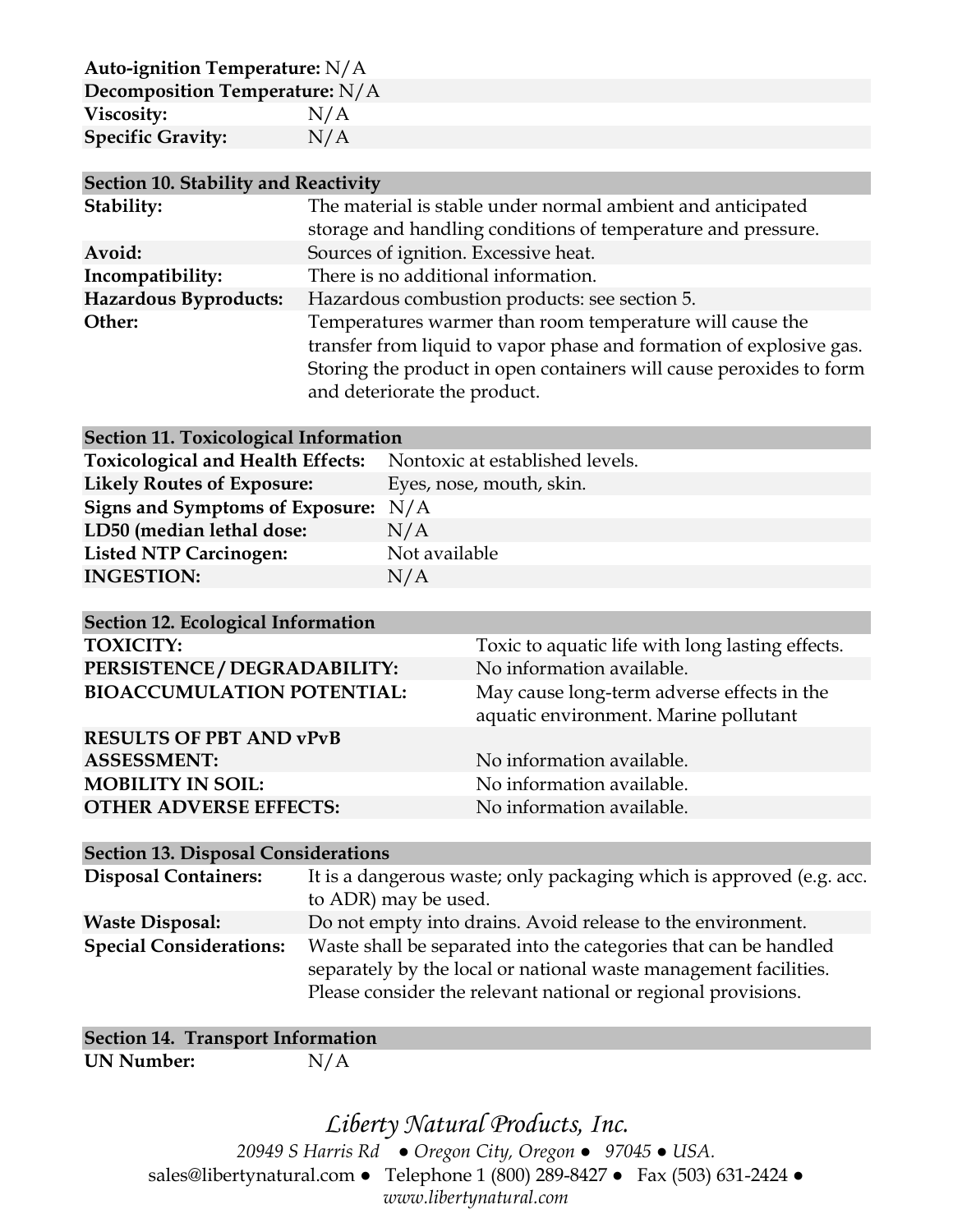| | |
|---|---|
| **Auto-ignition Temperature:** | N/A |
| **Decomposition Temperature:** | N/A |
| **Viscosity:** | N/A |
| **Specific Gravity:** | N/A |

| **Section 10. Stability and Reactivity** | |
|---|---|
| **Stability:** | The material is stable under normal ambient and anticipated storage and handling conditions of temperature and pressure. |
| **Avoid:** | Sources of ignition. Excessive heat. |
| **Incompatibility:** | There is no additional information. |
| **Hazardous Byproducts:** | Hazardous combustion products: see section 5. |
| **Other:** | Temperatures warmer than room temperature will cause the transfer from liquid to vapor phase and formation of explosive gas. Storing the product in open containers will cause peroxides to form and deteriorate the product. |

| **Section 11. Toxicological Information** | |
|---|---|
| **Toxicological and Health Effects:** | Nontoxic at established levels. |
| **Likely Routes of Exposure:** | Eyes, nose, mouth, skin. |
| **Signs and Symptoms of Exposure:** | N/A |
| **LD50 (median lethal dose:** | N/A |
| **Listed NTP Carcinogen:** | Not available |
| **INGESTION:** | N/A |

| **Section 12. Ecological Information** | |
|---|---|
| **TOXICITY:** | Toxic to aquatic life with long lasting effects. |
| **PERSISTENCE / DEGRADABILITY:** | No information available. |
| **BIOACCUMULATION POTENTIAL:** | May cause long-term adverse effects in the aquatic environment. Marine pollutant |
| **RESULTS OF PBT AND vPvB ASSESSMENT:** | No information available. |
| **MOBILITY IN SOIL:** | No information available. |
| **OTHER ADVERSE EFFECTS:** | No information available. |

| **Section 13. Disposal Considerations** | |
|---|---|
| **Disposal Containers:** | It is a dangerous waste; only packaging which is approved (e.g. acc. to ADR) may be used. |
| **Waste Disposal:** | Do not empty into drains. Avoid release to the environment. |
| **Special Considerations:** | Waste shall be separated into the categories that can be handled separately by the local or national waste management facilities. Please consider the relevant national or regional provisions. |

| **Section 14. Transport Information** | |
|---|---|
| **UN Number:** | N/A |

*Liberty Natural Products, Inc.*

*20949 S Harris Rd ● Oregon City, Oregon ● 97045 ● USA.*

sales@libertynatural.com ● Telephone 1 (800) 289-8427 ● Fax (503) 631-2424 ●

*www.libertynatural.com*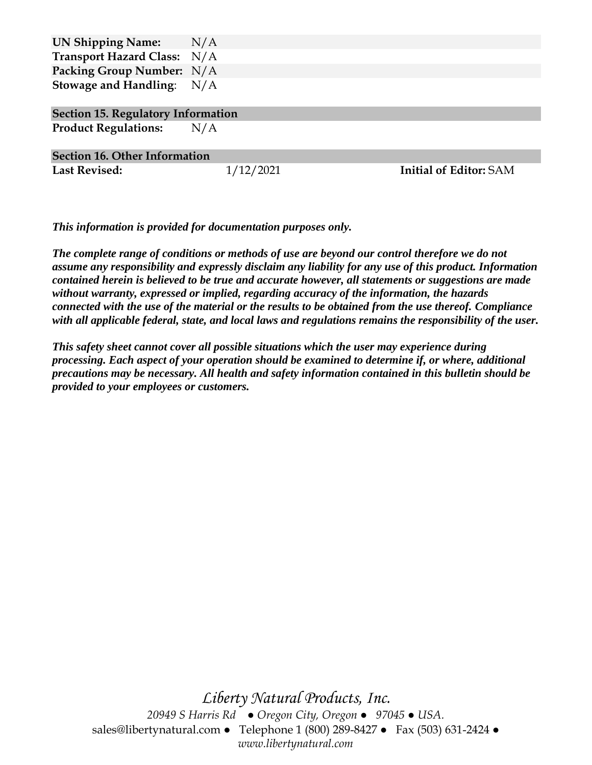| | |
|---|---|
| **UN Shipping Name:** | N/A |
| **Transport Hazard Class:** | N/A |
| **Packing Group Number:** | N/A |
| **Stowage and Handling**: | N/A |

## Section 15. Regulatory Information

**Product Regulations:** N/A

## Section 16. Other Information

| | | |
|---|---|---|
| **Last Revised:** | 1/12/2021 | **Initial of Editor:** SAM |

***This information is provided for documentation purposes only.***

***The complete range of conditions or methods of use are beyond our control therefore we do not assume any responsibility and expressly disclaim any liability for any use of this product. Information contained herein is believed to be true and accurate however, all statements or suggestions are made without warranty, expressed or implied, regarding accuracy of the information, the hazards connected with the use of the material or the results to be obtained from the use thereof. Compliance with all applicable federal, state, and local laws and regulations remains the responsibility of the user.***

***This safety sheet cannot cover all possible situations which the user may experience during processing. Each aspect of your operation should be examined to determine if, or where, additional precautions may be necessary. All health and safety information contained in this bulletin should be provided to your employees or customers.***